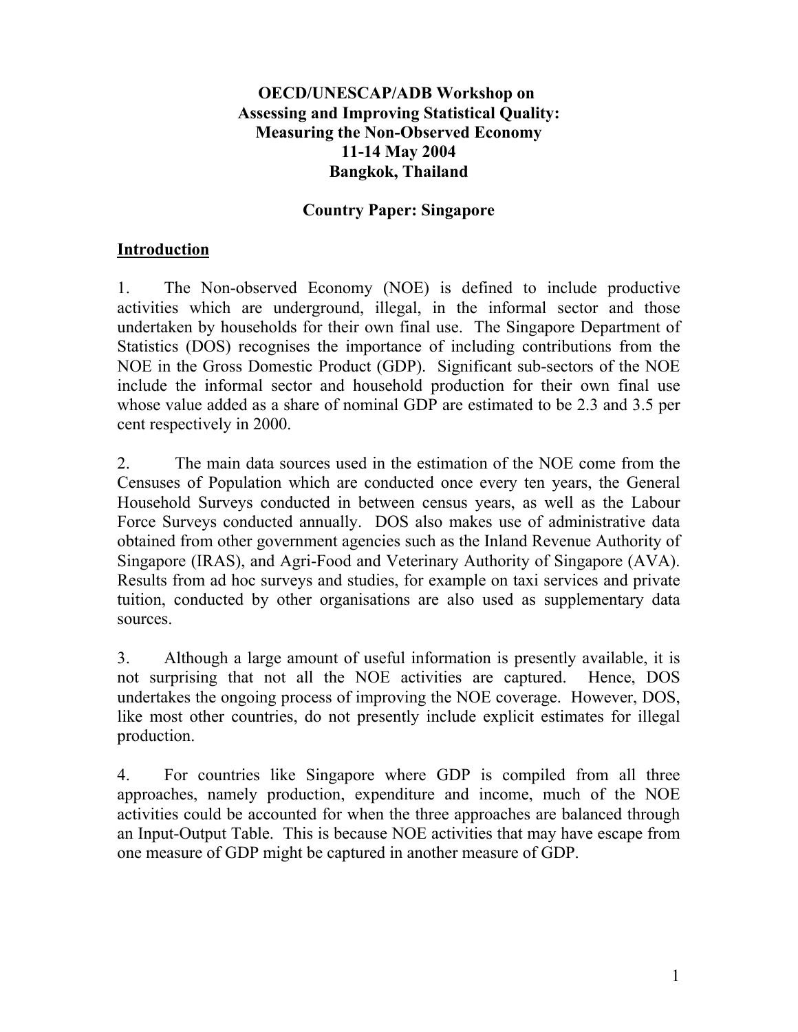**OECD/UNESCAP/ADB Workshop on**
**Assessing and Improving Statistical Quality:**
**Measuring the Non-Observed Economy**
**11-14 May 2004**
**Bangkok, Thailand**

**Country Paper: Singapore**

## Introduction

1. The Non-observed Economy (NOE) is defined to include productive activities which are underground, illegal, in the informal sector and those undertaken by households for their own final use. The Singapore Department of Statistics (DOS) recognises the importance of including contributions from the NOE in the Gross Domestic Product (GDP). Significant sub-sectors of the NOE include the informal sector and household production for their own final use whose value added as a share of nominal GDP are estimated to be 2.3 and 3.5 per cent respectively in 2000.

2. The main data sources used in the estimation of the NOE come from the Censuses of Population which are conducted once every ten years, the General Household Surveys conducted in between census years, as well as the Labour Force Surveys conducted annually. DOS also makes use of administrative data obtained from other government agencies such as the Inland Revenue Authority of Singapore (IRAS), and Agri-Food and Veterinary Authority of Singapore (AVA). Results from ad hoc surveys and studies, for example on taxi services and private tuition, conducted by other organisations are also used as supplementary data sources.

3. Although a large amount of useful information is presently available, it is not surprising that not all the NOE activities are captured. Hence, DOS undertakes the ongoing process of improving the NOE coverage. However, DOS, like most other countries, do not presently include explicit estimates for illegal production.

4. For countries like Singapore where GDP is compiled from all three approaches, namely production, expenditure and income, much of the NOE activities could be accounted for when the three approaches are balanced through an Input-Output Table. This is because NOE activities that may have escape from one measure of GDP might be captured in another measure of GDP.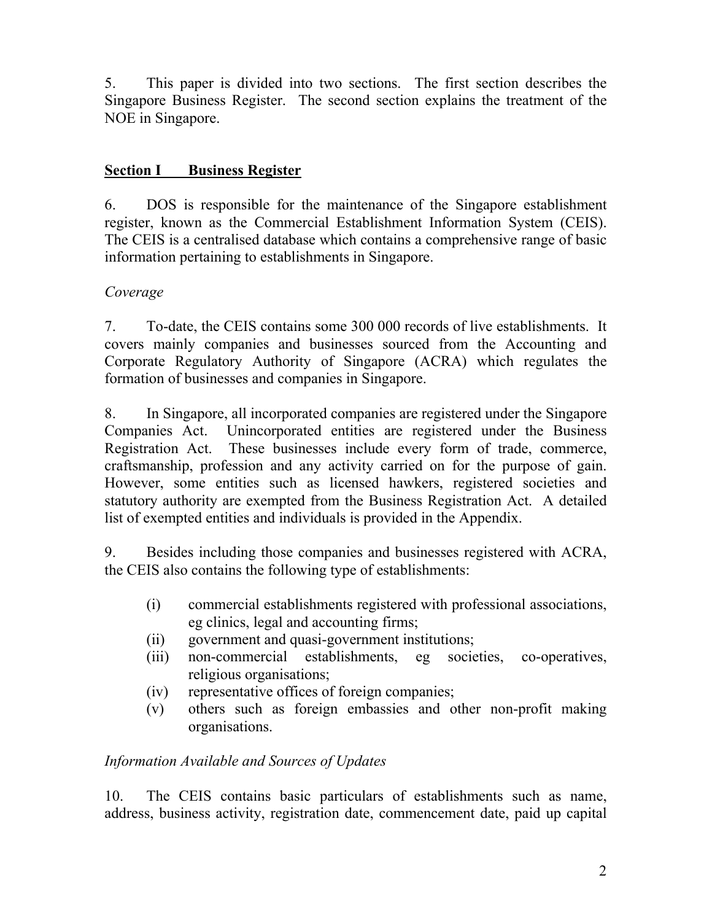5. This paper is divided into two sections. The first section describes the Singapore Business Register. The second section explains the treatment of the NOE in Singapore.

## Section I Business Register

6. DOS is responsible for the maintenance of the Singapore establishment register, known as the Commercial Establishment Information System (CEIS). The CEIS is a centralised database which contains a comprehensive range of basic information pertaining to establishments in Singapore.

*Coverage*

7. To-date, the CEIS contains some 300 000 records of live establishments. It covers mainly companies and businesses sourced from the Accounting and Corporate Regulatory Authority of Singapore (ACRA) which regulates the formation of businesses and companies in Singapore.

8. In Singapore, all incorporated companies are registered under the Singapore Companies Act. Unincorporated entities are registered under the Business Registration Act. These businesses include every form of trade, commerce, craftsmanship, profession and any activity carried on for the purpose of gain. However, some entities such as licensed hawkers, registered societies and statutory authority are exempted from the Business Registration Act. A detailed list of exempted entities and individuals is provided in the Appendix.

9. Besides including those companies and businesses registered with ACRA, the CEIS also contains the following type of establishments:

- (i) commercial establishments registered with professional associations, eg clinics, legal and accounting firms;
- (ii) government and quasi-government institutions;
- (iii) non-commercial establishments, eg societies, co-operatives, religious organisations;
- (iv) representative offices of foreign companies;
- (v) others such as foreign embassies and other non-profit making organisations.

*Information Available and Sources of Updates*

10. The CEIS contains basic particulars of establishments such as name, address, business activity, registration date, commencement date, paid up capital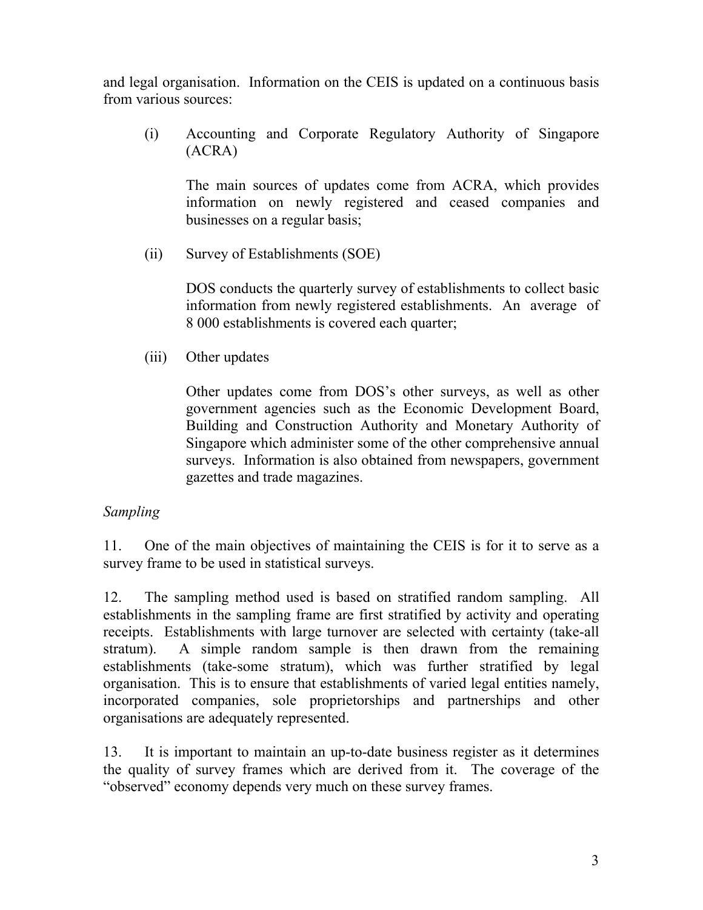and legal organisation. Information on the CEIS is updated on a continuous basis from various sources:

(i) Accounting and Corporate Regulatory Authority of Singapore (ACRA)

The main sources of updates come from ACRA, which provides information on newly registered and ceased companies and businesses on a regular basis;

(ii) Survey of Establishments (SOE)

DOS conducts the quarterly survey of establishments to collect basic information from newly registered establishments. An average of 8 000 establishments is covered each quarter;

(iii) Other updates

Other updates come from DOS's other surveys, as well as other government agencies such as the Economic Development Board, Building and Construction Authority and Monetary Authority of Singapore which administer some of the other comprehensive annual surveys. Information is also obtained from newspapers, government gazettes and trade magazines.

*Sampling*

11. One of the main objectives of maintaining the CEIS is for it to serve as a survey frame to be used in statistical surveys.

12. The sampling method used is based on stratified random sampling. All establishments in the sampling frame are first stratified by activity and operating receipts. Establishments with large turnover are selected with certainty (take-all stratum). A simple random sample is then drawn from the remaining establishments (take-some stratum), which was further stratified by legal organisation. This is to ensure that establishments of varied legal entities namely, incorporated companies, sole proprietorships and partnerships and other organisations are adequately represented.

13. It is important to maintain an up-to-date business register as it determines the quality of survey frames which are derived from it. The coverage of the "observed" economy depends very much on these survey frames.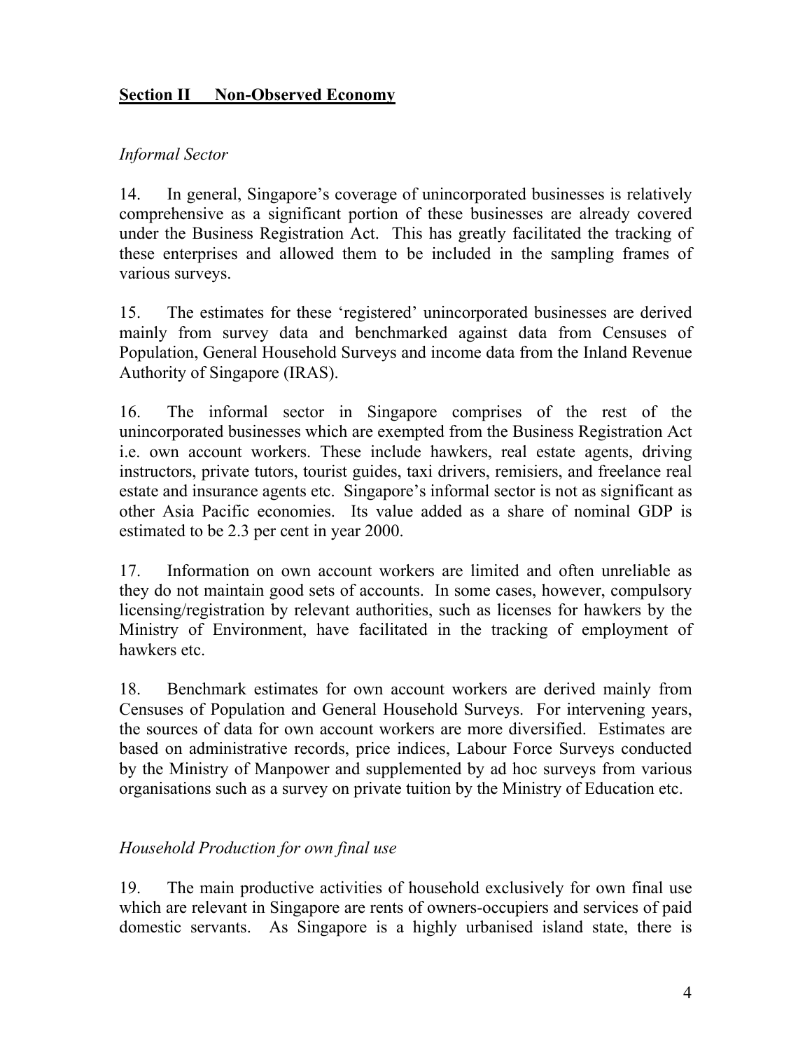## **Section II Non-Observed Economy**

*Informal Sector*

14. In general, Singapore's coverage of unincorporated businesses is relatively comprehensive as a significant portion of these businesses are already covered under the Business Registration Act. This has greatly facilitated the tracking of these enterprises and allowed them to be included in the sampling frames of various surveys.

15. The estimates for these 'registered' unincorporated businesses are derived mainly from survey data and benchmarked against data from Censuses of Population, General Household Surveys and income data from the Inland Revenue Authority of Singapore (IRAS).

16. The informal sector in Singapore comprises of the rest of the unincorporated businesses which are exempted from the Business Registration Act i.e. own account workers. These include hawkers, real estate agents, driving instructors, private tutors, tourist guides, taxi drivers, remisiers, and freelance real estate and insurance agents etc. Singapore's informal sector is not as significant as other Asia Pacific economies. Its value added as a share of nominal GDP is estimated to be 2.3 per cent in year 2000.

17. Information on own account workers are limited and often unreliable as they do not maintain good sets of accounts. In some cases, however, compulsory licensing/registration by relevant authorities, such as licenses for hawkers by the Ministry of Environment, have facilitated in the tracking of employment of hawkers etc.

18. Benchmark estimates for own account workers are derived mainly from Censuses of Population and General Household Surveys. For intervening years, the sources of data for own account workers are more diversified. Estimates are based on administrative records, price indices, Labour Force Surveys conducted by the Ministry of Manpower and supplemented by ad hoc surveys from various organisations such as a survey on private tuition by the Ministry of Education etc.

*Household Production for own final use*

19. The main productive activities of household exclusively for own final use which are relevant in Singapore are rents of owners-occupiers and services of paid domestic servants. As Singapore is a highly urbanised island state, there is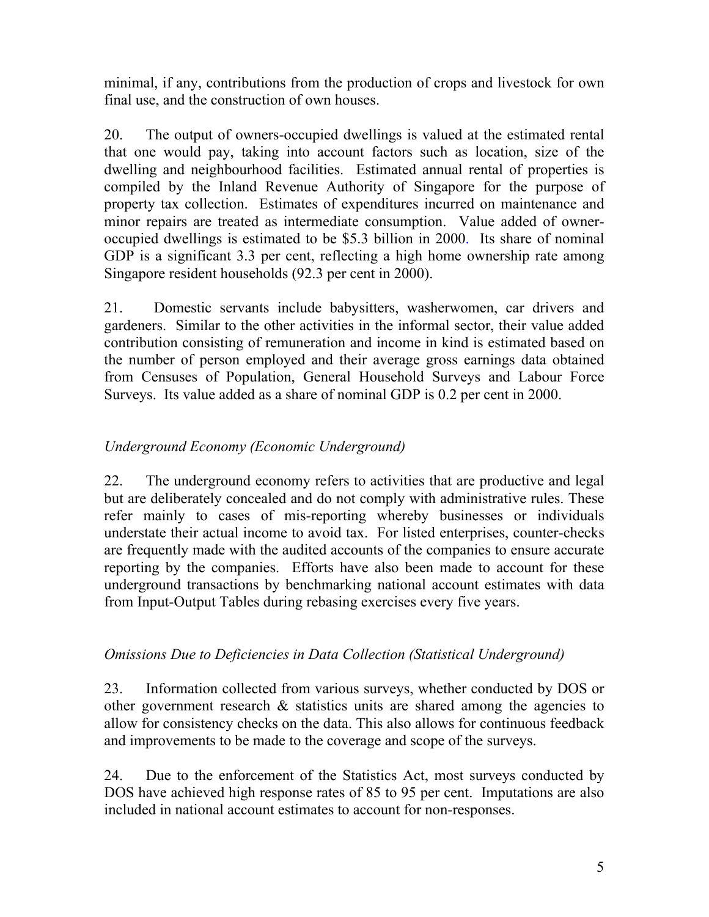minimal, if any, contributions from the production of crops and livestock for own final use, and the construction of own houses.

20. The output of owners-occupied dwellings is valued at the estimated rental that one would pay, taking into account factors such as location, size of the dwelling and neighbourhood facilities. Estimated annual rental of properties is compiled by the Inland Revenue Authority of Singapore for the purpose of property tax collection. Estimates of expenditures incurred on maintenance and minor repairs are treated as intermediate consumption. Value added of owner-occupied dwellings is estimated to be $5.3 billion in 2000. Its share of nominal GDP is a significant 3.3 per cent, reflecting a high home ownership rate among Singapore resident households (92.3 per cent in 2000).

21. Domestic servants include babysitters, washerwomen, car drivers and gardeners. Similar to the other activities in the informal sector, their value added contribution consisting of remuneration and income in kind is estimated based on the number of person employed and their average gross earnings data obtained from Censuses of Population, General Household Surveys and Labour Force Surveys. Its value added as a share of nominal GDP is 0.2 per cent in 2000.

*Underground Economy (Economic Underground)*

22. The underground economy refers to activities that are productive and legal but are deliberately concealed and do not comply with administrative rules. These refer mainly to cases of mis-reporting whereby businesses or individuals understate their actual income to avoid tax. For listed enterprises, counter-checks are frequently made with the audited accounts of the companies to ensure accurate reporting by the companies. Efforts have also been made to account for these underground transactions by benchmarking national account estimates with data from Input-Output Tables during rebasing exercises every five years.

*Omissions Due to Deficiencies in Data Collection (Statistical Underground)*

23. Information collected from various surveys, whether conducted by DOS or other government research & statistics units are shared among the agencies to allow for consistency checks on the data. This also allows for continuous feedback and improvements to be made to the coverage and scope of the surveys.

24. Due to the enforcement of the Statistics Act, most surveys conducted by DOS have achieved high response rates of 85 to 95 per cent. Imputations are also included in national account estimates to account for non-responses.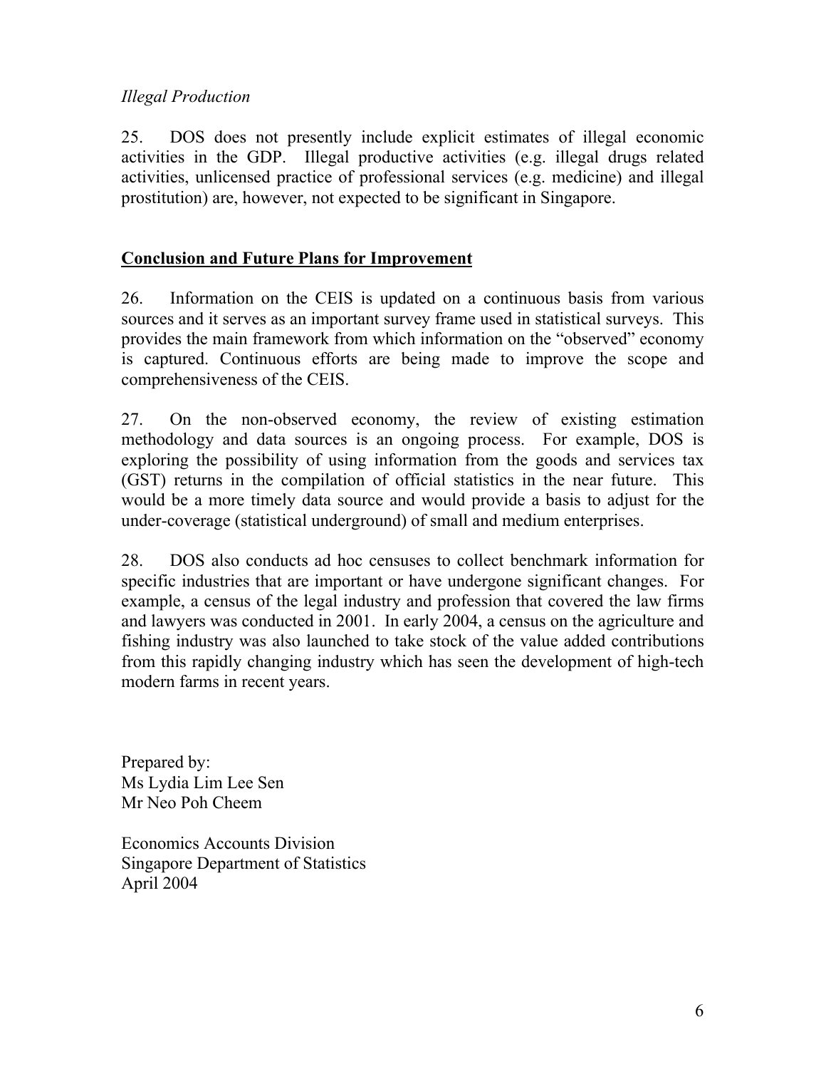*Illegal Production*

25. DOS does not presently include explicit estimates of illegal economic activities in the GDP. Illegal productive activities (e.g. illegal drugs related activities, unlicensed practice of professional services (e.g. medicine) and illegal prostitution) are, however, not expected to be significant in Singapore.

## **Conclusion and Future Plans for Improvement**

26. Information on the CEIS is updated on a continuous basis from various sources and it serves as an important survey frame used in statistical surveys. This provides the main framework from which information on the "observed" economy is captured. Continuous efforts are being made to improve the scope and comprehensiveness of the CEIS.

27. On the non-observed economy, the review of existing estimation methodology and data sources is an ongoing process. For example, DOS is exploring the possibility of using information from the goods and services tax (GST) returns in the compilation of official statistics in the near future. This would be a more timely data source and would provide a basis to adjust for the under-coverage (statistical underground) of small and medium enterprises.

28. DOS also conducts ad hoc censuses to collect benchmark information for specific industries that are important or have undergone significant changes. For example, a census of the legal industry and profession that covered the law firms and lawyers was conducted in 2001. In early 2004, a census on the agriculture and fishing industry was also launched to take stock of the value added contributions from this rapidly changing industry which has seen the development of high-tech modern farms in recent years.

Prepared by:
Ms Lydia Lim Lee Sen
Mr Neo Poh Cheem

Economics Accounts Division
Singapore Department of Statistics
April 2004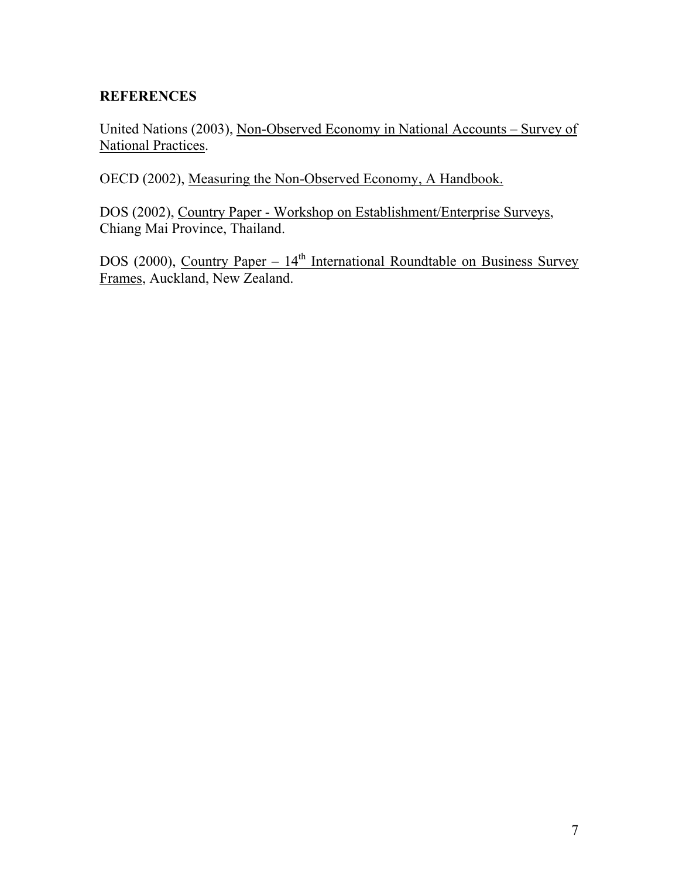## REFERENCES

United Nations (2003), Non-Observed Economy in National Accounts – Survey of National Practices.

OECD (2002), Measuring the Non-Observed Economy, A Handbook.

DOS (2002), Country Paper - Workshop on Establishment/Enterprise Surveys, Chiang Mai Province, Thailand.

DOS (2000), Country Paper – 14th International Roundtable on Business Survey Frames, Auckland, New Zealand.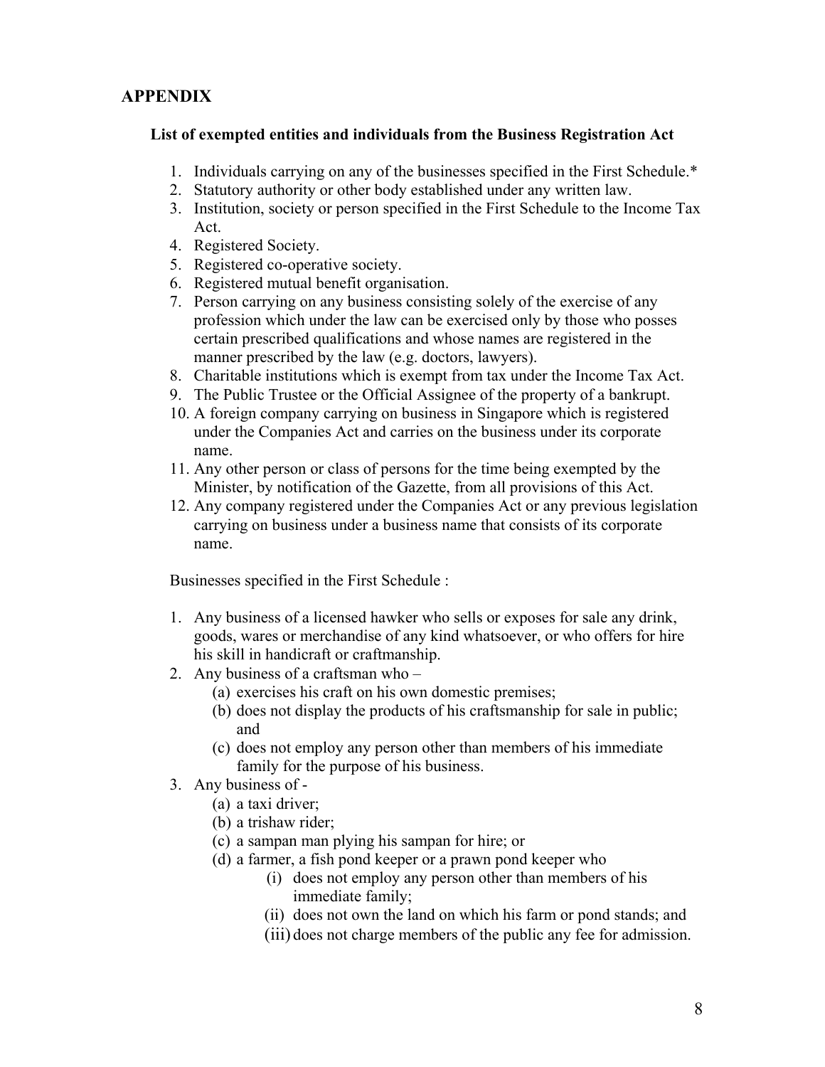## APPENDIX

**List of exempted entities and individuals from the Business Registration Act**

1. Individuals carrying on any of the businesses specified in the First Schedule.*
2. Statutory authority or other body established under any written law.
3. Institution, society or person specified in the First Schedule to the Income Tax Act.
4. Registered Society.
5. Registered co-operative society.
6. Registered mutual benefit organisation.
7. Person carrying on any business consisting solely of the exercise of any profession which under the law can be exercised only by those who posses certain prescribed qualifications and whose names are registered in the manner prescribed by the law (e.g. doctors, lawyers).
8. Charitable institutions which is exempt from tax under the Income Tax Act.
9. The Public Trustee or the Official Assignee of the property of a bankrupt.
10. A foreign company carrying on business in Singapore which is registered under the Companies Act and carries on the business under its corporate name.
11. Any other person or class of persons for the time being exempted by the Minister, by notification of the Gazette, from all provisions of this Act.
12. Any company registered under the Companies Act or any previous legislation carrying on business under a business name that consists of its corporate name.

Businesses specified in the First Schedule :

1. Any business of a licensed hawker who sells or exposes for sale any drink, goods, wares or merchandise of any kind whatsoever, or who offers for hire his skill in handicraft or craftmanship.
2. Any business of a craftsman who –
   (a) exercises his craft on his own domestic premises;
   (b) does not display the products of his craftsmanship for sale in public; and
   (c) does not employ any person other than members of his immediate family for the purpose of his business.
3. Any business of -
   (a) a taxi driver;
   (b) a trishaw rider;
   (c) a sampan man plying his sampan for hire; or
   (d) a farmer, a fish pond keeper or a prawn pond keeper who
      (i) does not employ any person other than members of his immediate family;
      (ii) does not own the land on which his farm or pond stands; and
      (iii) does not charge members of the public any fee for admission.